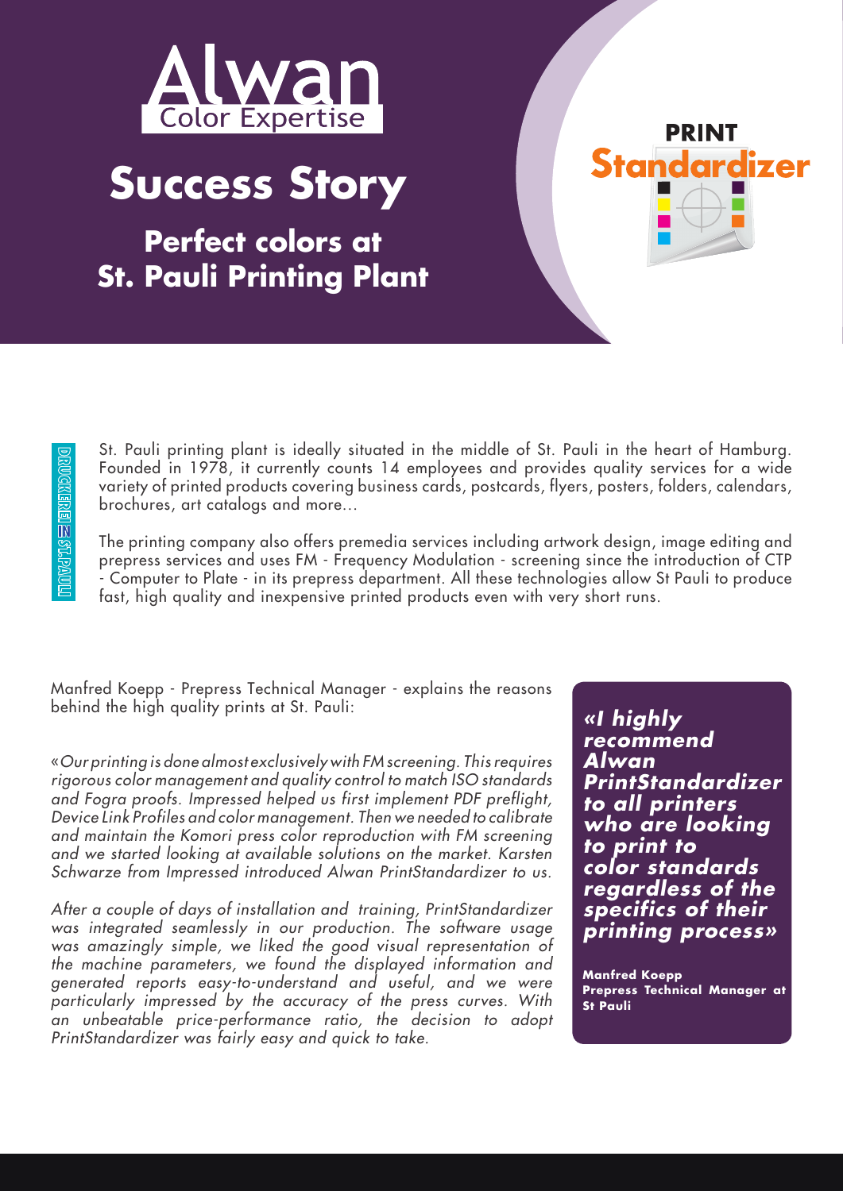Alwan
Color Expertise

# Success Story

## Perfect colors at St. Pauli Printing Plant

PRINT
Standardizer

DRUCKEREI IN ST.PAULI

St. Pauli printing plant is ideally situated in the middle of St. Pauli in the heart of Hamburg. Founded in 1978, it currently counts 14 employees and provides quality services for a wide variety of printed products covering business cards, postcards, flyers, posters, folders, calendars, brochures, art catalogs and more...

The printing company also offers premedia services including artwork design, image editing and prepress services and uses FM - Frequency Modulation - screening since the introduction of CTP - Computer to Plate - in its prepress department. All these technologies allow St Pauli to produce fast, high quality and inexpensive printed products even with very short runs.

Manfred Koepp - Prepress Technical Manager - explains the reasons behind the high quality prints at St. Pauli:

«*Our printing is done almost exclusively with FM screening. This requires rigorous color management and quality control to match ISO standards and Fogra proofs. Impressed helped us first implement PDF preflight, Device Link Profiles and color management. Then we needed to calibrate and maintain the Komori press color reproduction with FM screening and we started looking at available solutions on the market. Karsten Schwarze from Impressed introduced Alwan PrintStandardizer to us.*

*After a couple of days of installation and training, PrintStandardizer was integrated seamlessly in our production. The software usage was amazingly simple, we liked the good visual representation of the machine parameters, we found the displayed information and generated reports easy-to-understand and useful, and we were particularly impressed by the accuracy of the press curves. With an unbeatable price-performance ratio, the decision to adopt PrintStandardizer was fairly easy and quick to take.*

***«I highly recommend Alwan PrintStandardizer to all printers who are looking to print to color standards regardless of the specifics of their printing process»***

**Manfred Koepp**
**Prepress Technical Manager at St Pauli**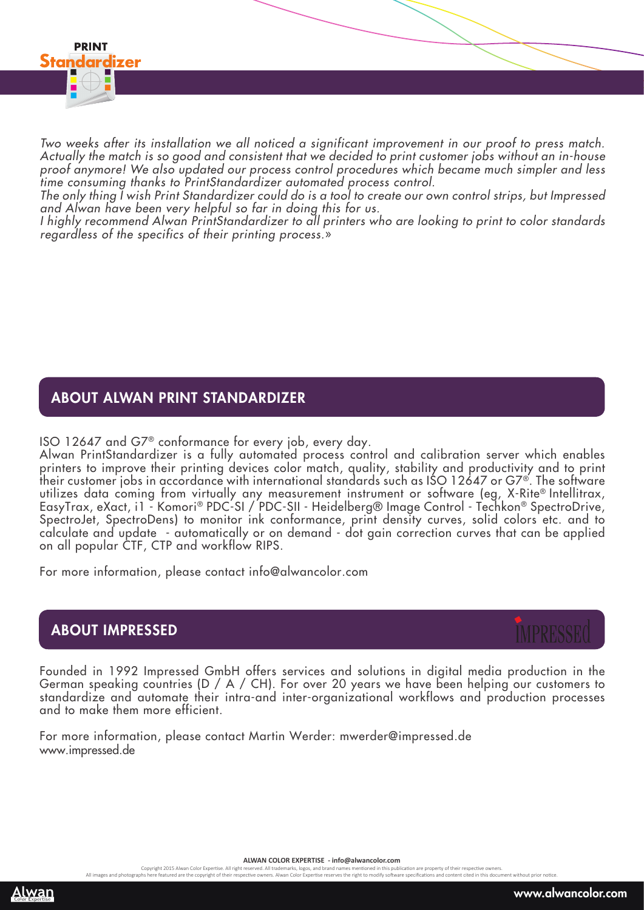*Two weeks after its installation we all noticed a significant improvement in our proof to press match. Actually the match is so good and consistent that we decided to print customer jobs without an in-house proof anymore! We also updated our process control procedures which became much simpler and less time consuming thanks to PrintStandardizer automated process control.*
*The only thing I wish Print Standardizer could do is a tool to create our own control strips, but Impressed and Alwan have been very helpful so far in doing this for us.*
*I highly recommend Alwan PrintStandardizer to all printers who are looking to print to color standards regardless of the specifics of their printing process.»*

## ABOUT ALWAN PRINT STANDARDIZER

ISO 12647 and G7® conformance for every job, every day.
Alwan PrintStandardizer is a fully automated process control and calibration server which enables printers to improve their printing devices color match, quality, stability and productivity and to print their customer jobs in accordance with international standards such as ISO 12647 or G7®. The software utilizes data coming from virtually any measurement instrument or software (eg, X-Rite® Intellitrax, EasyTrax, eXact, i1 - Komori® PDC-SI / PDC-SII - Heidelberg® Image Control - Techkon® SpectroDrive, SpectroJet, SpectroDens) to monitor ink conformance, print density curves, solid colors etc. and to calculate and update - automatically or on demand - dot gain correction curves that can be applied on all popular CTF, CTP and workflow RIPS.

For more information, please contact info@alwancolor.com

## ABOUT IMPRESSED

Founded in 1992 Impressed GmbH offers services and solutions in digital media production in the German speaking countries (D / A / CH). For over 20 years we have been helping our customers to standardize and automate their intra-and inter-organizational workflows and production processes and to make them more efficient.

For more information, please contact Martin Werder: mwerder@impressed.de
www.impressed.de

**ALWAN COLOR EXPERTISE - info@alwancolor.com**
Copyright 2015 Alwan Color Expertise. All right reserved. All trademarks, logos, and brand names mentioned in this publication are property of their respective owners.
All images and photographs here featured are the copyright of their respective owners. Alwan Color Expertise reserves the right to modify software specifications and content cited in this document without prior notice.

www.alwancolor.com